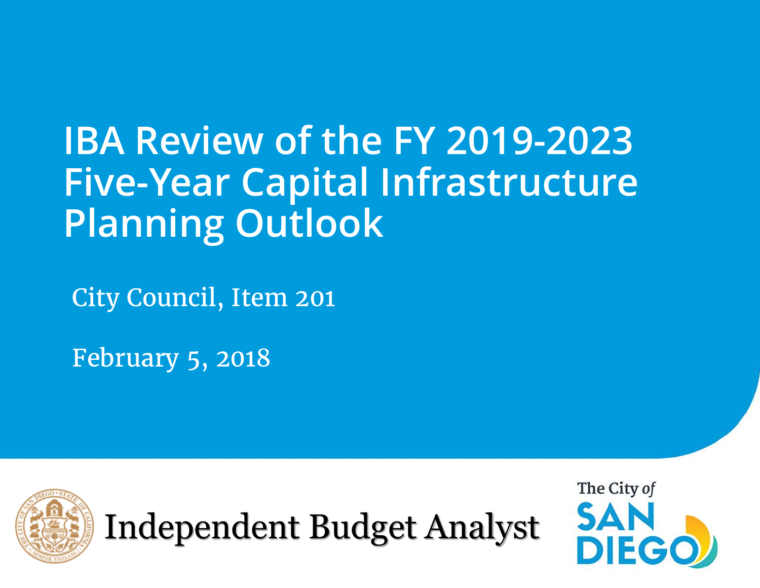# IBA Review of the FY 2019-2023 Five-Year Capital Infrastructure Planning Outlook

City Council, Item 201

February 5, 2018

Independent Budget Analyst

The City of SAN DIEGO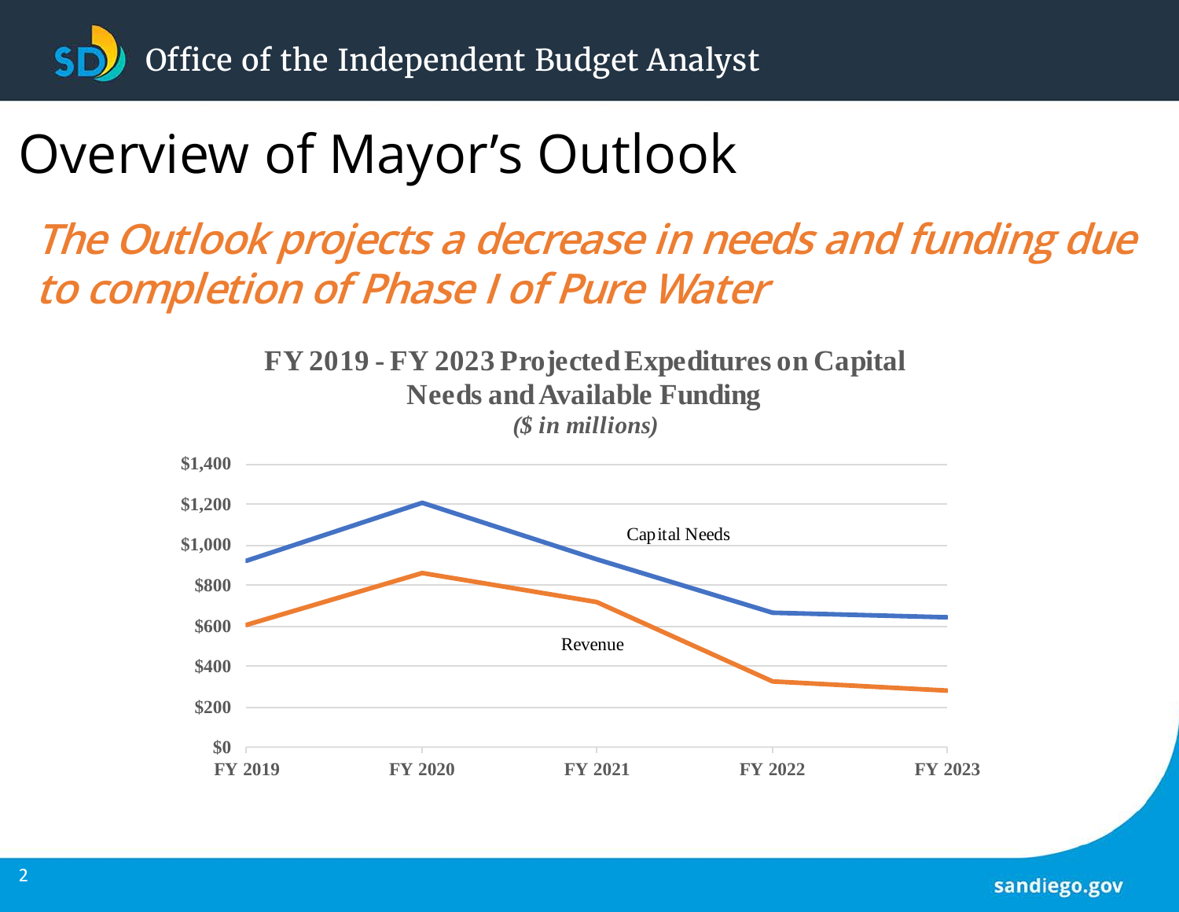# Overview of Mayor's Outlook

## *The Outlook projects a decrease in needs and funding due to completion of Phase I of Pure Water*

**FY 2019 - FY 2023 Projected Expeditures on Capital Needs and Available Funding**
***($ in millions)***

$1,400
$1,200
$1,000
$800
$600
$400
$200
$0

Capital Needs

Revenue

FY 2019 FY 2020 FY 2021 FY 2022 FY 2023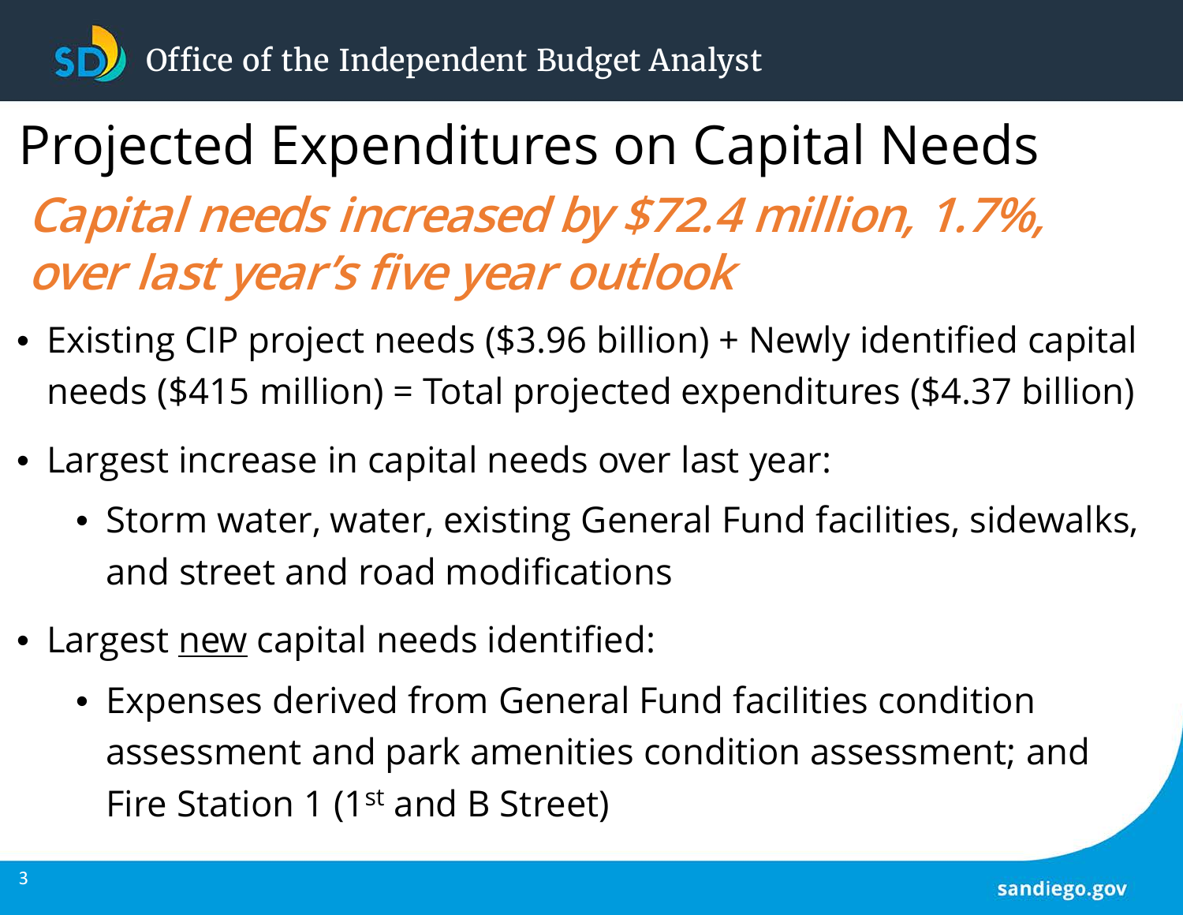# Projected Expenditures on Capital Needs

## *Capital needs increased by $72.4 million, 1.7%, over last year's five year outlook*

- Existing CIP project needs ($3.96 billion) + Newly identified capital needs ($415 million) = Total projected expenditures ($4.37 billion)
- Largest increase in capital needs over last year:
  - Storm water, water, existing General Fund facilities, sidewalks, and street and road modifications
- Largest new capital needs identified:
  - Expenses derived from General Fund facilities condition assessment and park amenities condition assessment; and Fire Station 1 (1st and B Street)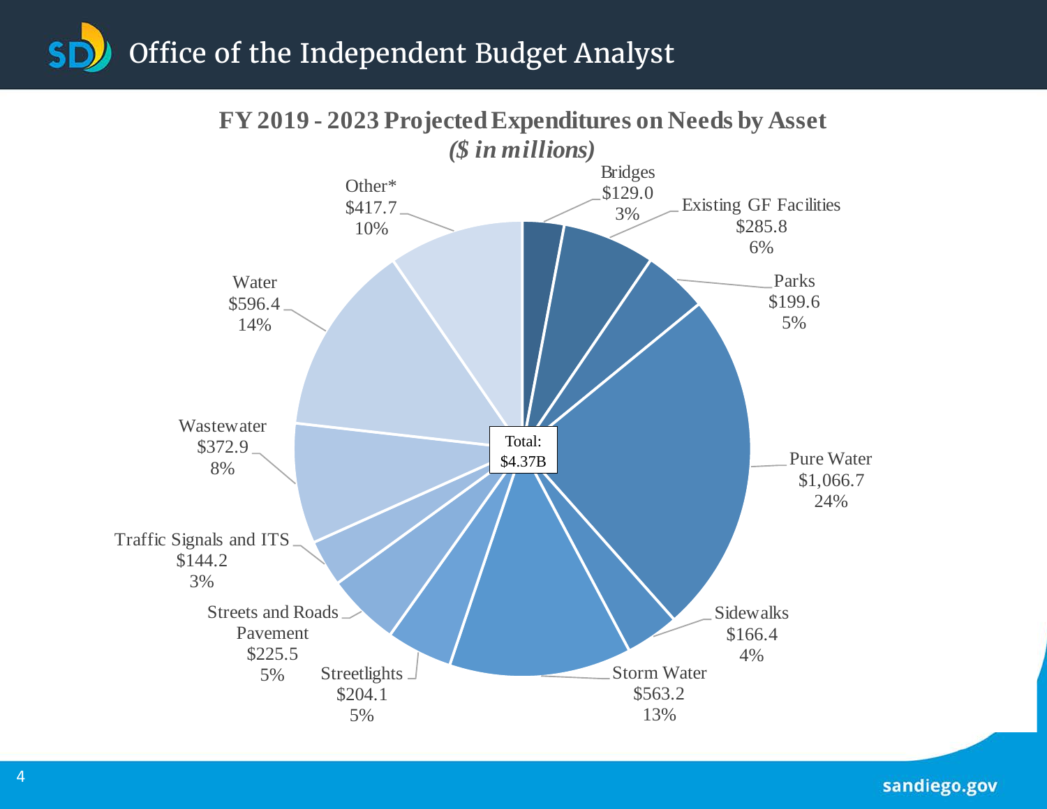# FY 2019 - 2023 Projected Expenditures on Needs by Asset

*($ in millions)*

| Asset | Amount | Percent |
|---|---|---|
| Bridges | $129.0 | 3% |
| Existing GF Facilities | $285.8 | 6% |
| Parks | $199.6 | 5% |
| Pure Water | $1,066.7 | 24% |
| Sidewalks | $166.4 | 4% |
| Storm Water | $563.2 | 13% |
| Streetlights | $204.1 | 5% |
| Streets and Roads Pavement | $225.5 | 5% |
| Traffic Signals and ITS | $144.2 | 3% |
| Wastewater | $372.9 | 8% |
| Water | $596.4 | 14% |
| Other* | $417.7 | 10% |

Total: $4.37B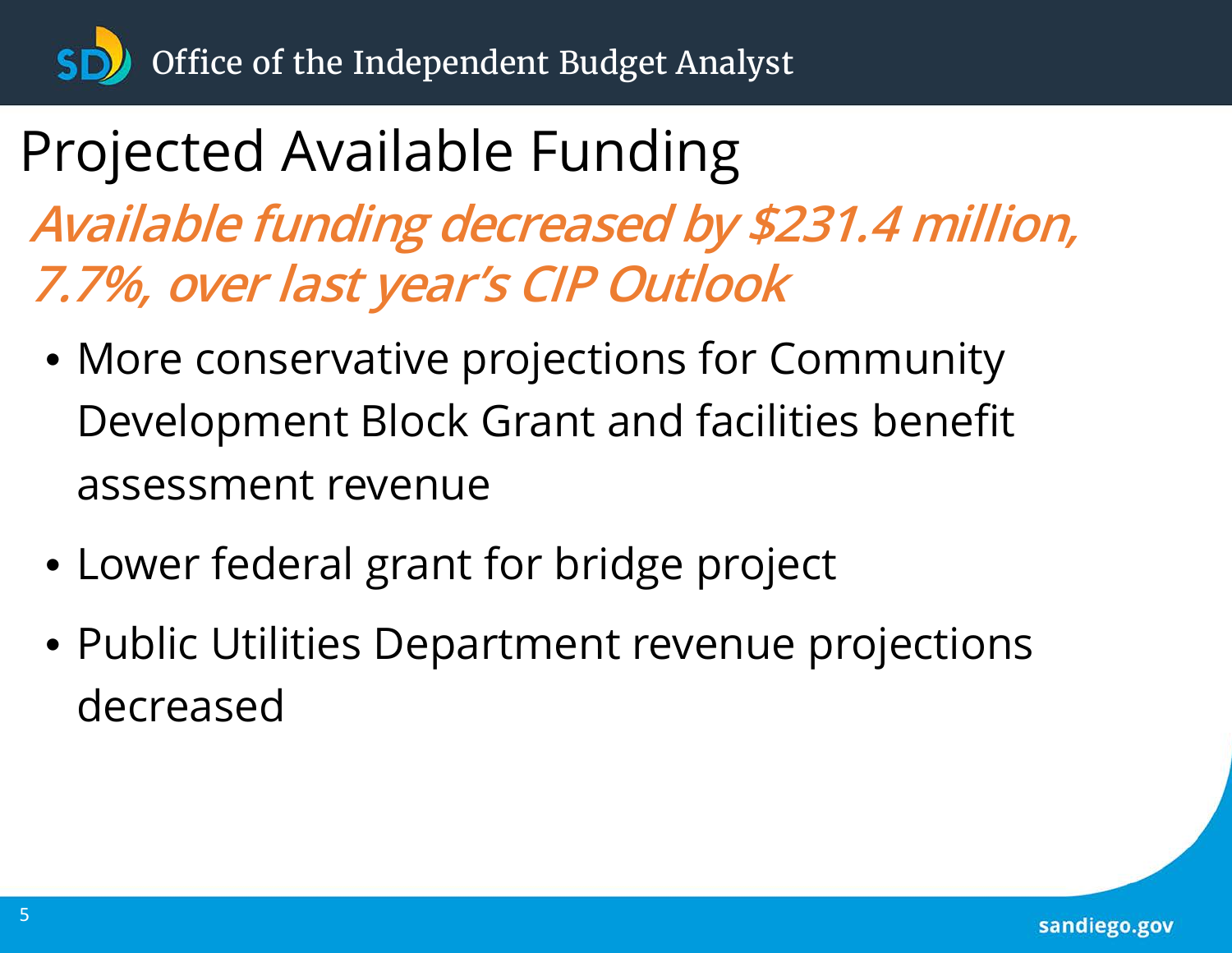# Projected Available Funding

*Available funding decreased by $231.4 million, 7.7%, over last year's CIP Outlook*

- More conservative projections for Community Development Block Grant and facilities benefit assessment revenue
- Lower federal grant for bridge project
- Public Utilities Department revenue projections decreased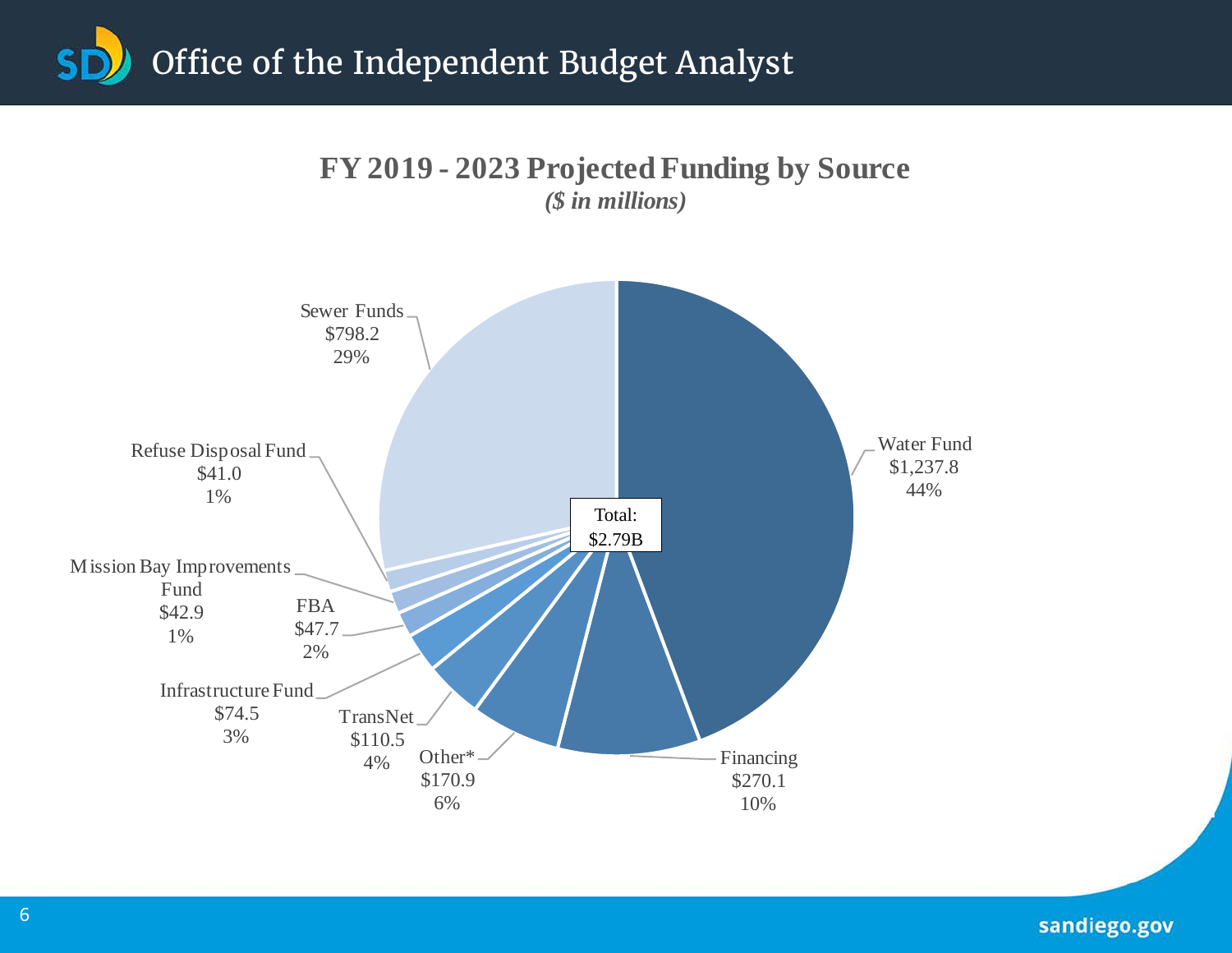# Office of the Independent Budget Analyst

## FY 2019 - 2023 Projected Funding by Source

*($ in millions)*

| Source | Amount | Percent |
|---|---|---|
| Water Fund | $1,237.8 | 44% |
| Sewer Funds | $798.2 | 29% |
| Financing | $270.1 | 10% |
| Other* | $170.9 | 6% |
| TransNet | $110.5 | 4% |
| Infrastructure Fund | $74.5 | 3% |
| FBA | $47.7 | 2% |
| Mission Bay Improvements Fund | $42.9 | 1% |
| Refuse Disposal Fund | $41.0 | 1% |

Total: $2.79B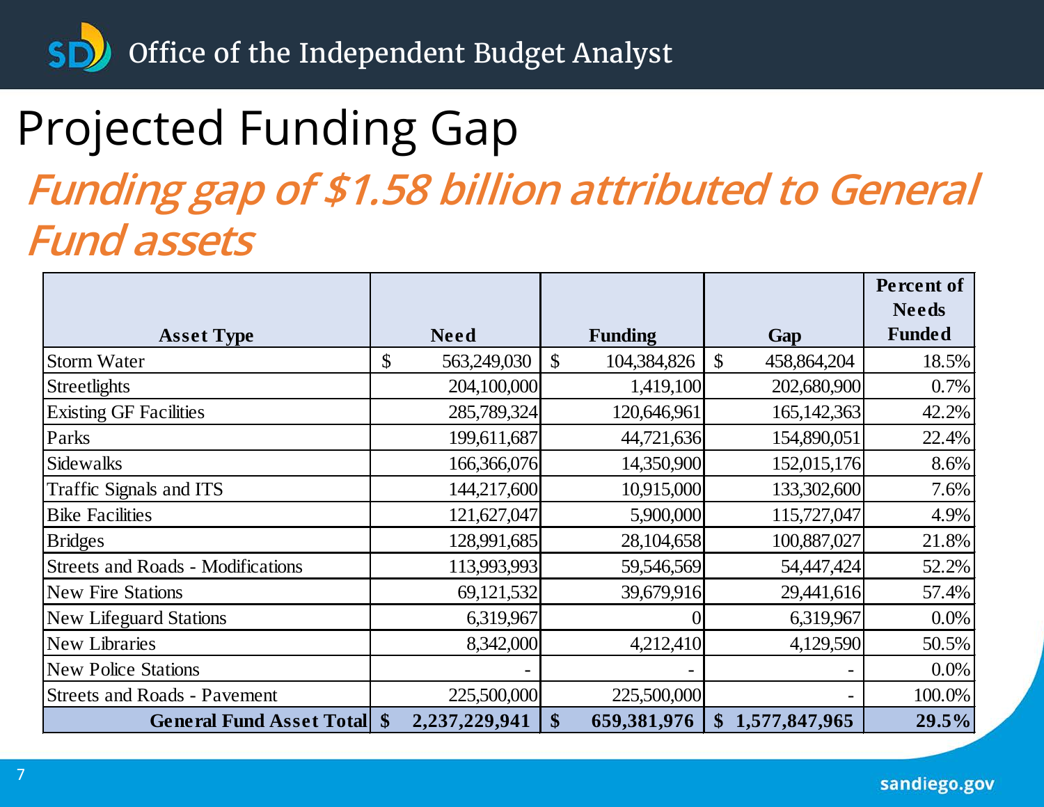# Projected Funding Gap

## *Funding gap of $1.58 billion attributed to General Fund assets*

| Asset Type | Need | Funding | Gap | Percent of Needs Funded |
|---|---|---|---|---|
| Storm Water | $ 563,249,030 | $ 104,384,826 | $ 458,864,204 | 18.5% |
| Streetlights | 204,100,000 | 1,419,100 | 202,680,900 | 0.7% |
| Existing GF Facilities | 285,789,324 | 120,646,961 | 165,142,363 | 42.2% |
| Parks | 199,611,687 | 44,721,636 | 154,890,051 | 22.4% |
| Sidewalks | 166,366,076 | 14,350,900 | 152,015,176 | 8.6% |
| Traffic Signals and ITS | 144,217,600 | 10,915,000 | 133,302,600 | 7.6% |
| Bike Facilities | 121,627,047 | 5,900,000 | 115,727,047 | 4.9% |
| Bridges | 128,991,685 | 28,104,658 | 100,887,027 | 21.8% |
| Streets and Roads - Modifications | 113,993,993 | 59,546,569 | 54,447,424 | 52.2% |
| New Fire Stations | 69,121,532 | 39,679,916 | 29,441,616 | 57.4% |
| New Lifeguard Stations | 6,319,967 | 0 | 6,319,967 | 0.0% |
| New Libraries | 8,342,000 | 4,212,410 | 4,129,590 | 50.5% |
| New Police Stations | - | - | - | 0.0% |
| Streets and Roads - Pavement | 225,500,000 | 225,500,000 | - | 100.0% |
| **General Fund Asset Total** | **$ 2,237,229,941** | **$ 659,381,976** | **$ 1,577,847,965** | **29.5%** |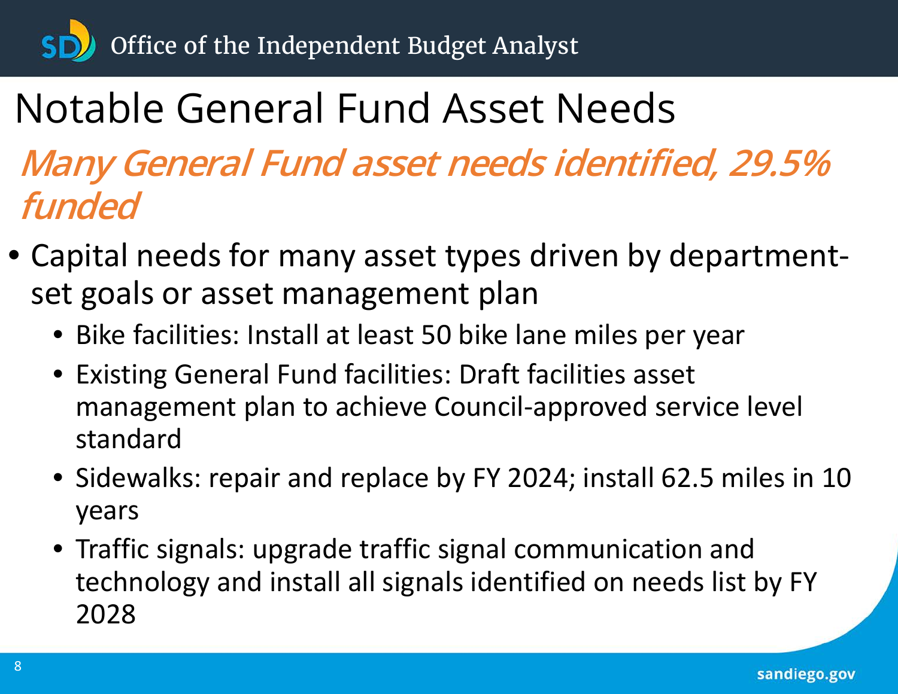# Notable General Fund Asset Needs

## *Many General Fund asset needs identified, 29.5% funded*

- Capital needs for many asset types driven by department-set goals or asset management plan
  - Bike facilities: Install at least 50 bike lane miles per year
  - Existing General Fund facilities: Draft facilities asset management plan to achieve Council-approved service level standard
  - Sidewalks: repair and replace by FY 2024; install 62.5 miles in 10 years
  - Traffic signals: upgrade traffic signal communication and technology and install all signals identified on needs list by FY 2028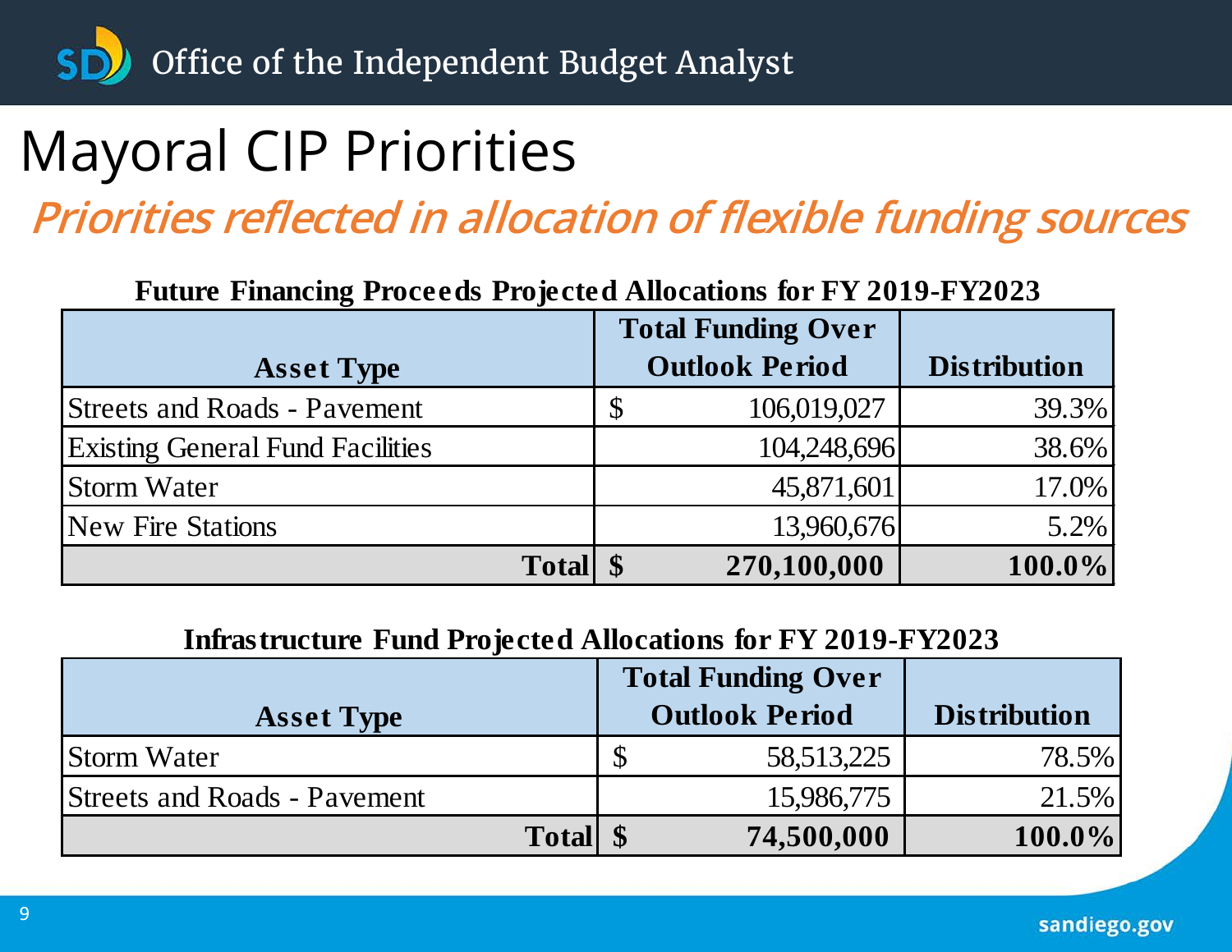# Mayoral CIP Priorities

## *Priorities reflected in allocation of flexible funding sources*

**Future Financing Proceeds Projected Allocations for FY 2019-FY2023**

| Asset Type | Total Funding Over Outlook Period | Distribution |
|---|---|---|
| Streets and Roads - Pavement | $ 106,019,027 | 39.3% |
| Existing General Fund Facilities | 104,248,696 | 38.6% |
| Storm Water | 45,871,601 | 17.0% |
| New Fire Stations | 13,960,676 | 5.2% |
| **Total** | **$ 270,100,000** | **100.0%** |

**Infrastructure Fund Projected Allocations for FY 2019-FY2023**

| Asset Type | Total Funding Over Outlook Period | Distribution |
|---|---|---|
| Storm Water | $ 58,513,225 | 78.5% |
| Streets and Roads - Pavement | 15,986,775 | 21.5% |
| **Total** | **$ 74,500,000** | **100.0%** |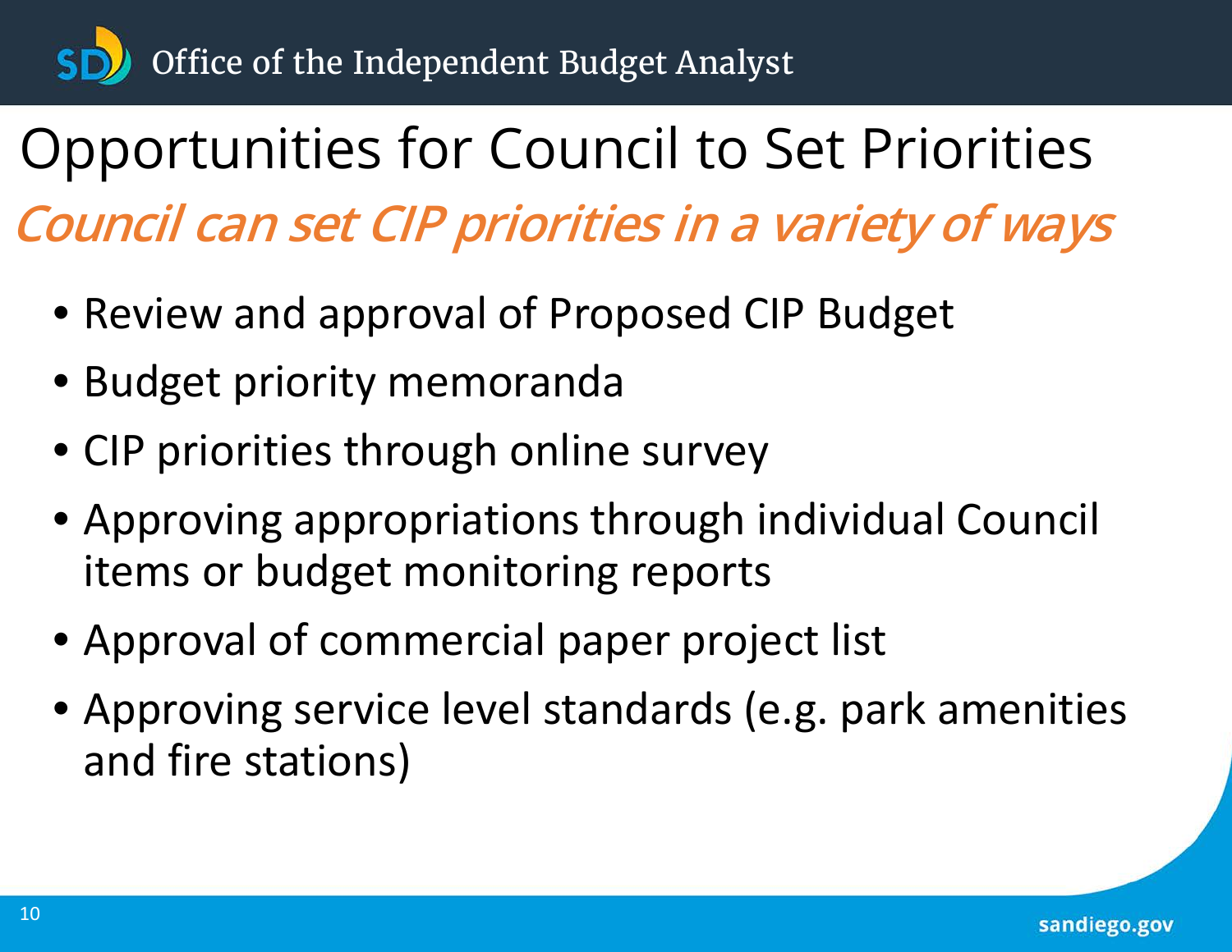# Opportunities for Council to Set Priorities

## *Council can set CIP priorities in a variety of ways*

- Review and approval of Proposed CIP Budget
- Budget priority memoranda
- CIP priorities through online survey
- Approving appropriations through individual Council items or budget monitoring reports
- Approval of commercial paper project list
- Approving service level standards (e.g. park amenities and fire stations)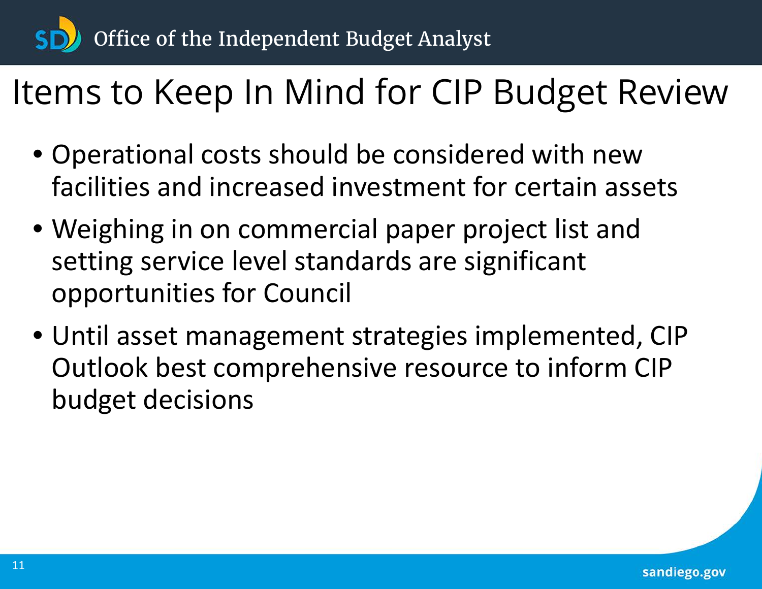# Items to Keep In Mind for CIP Budget Review

- Operational costs should be considered with new facilities and increased investment for certain assets
- Weighing in on commercial paper project list and setting service level standards are significant opportunities for Council
- Until asset management strategies implemented, CIP Outlook best comprehensive resource to inform CIP budget decisions